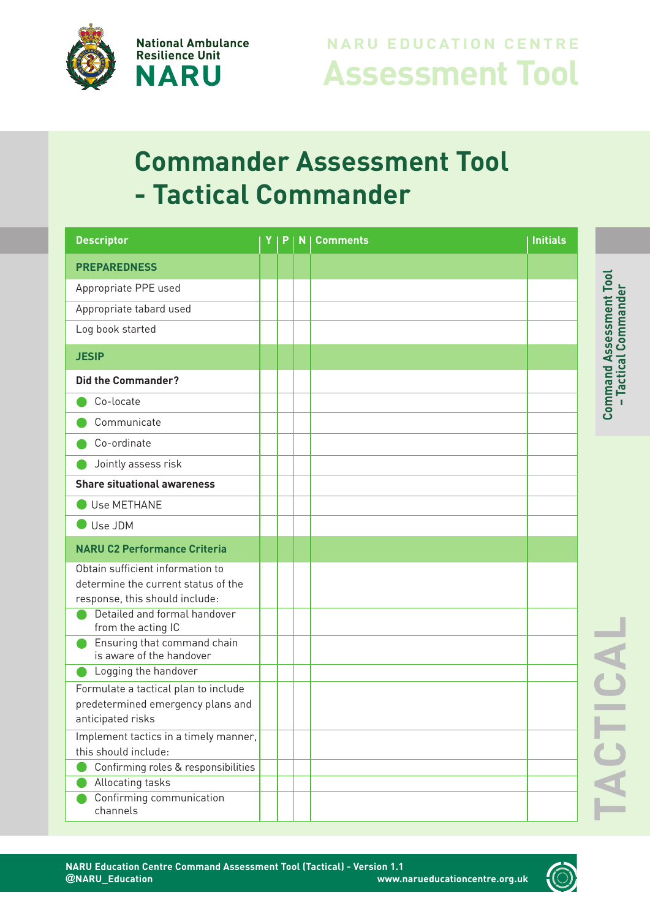National Ambulance Resilience Unit
**NARU**

NARU EDUCATION CENTRE
# Assessment Tool

## Commander Assessment Tool - Tactical Commander

| Descriptor | Y | P | N | Comments | Initials |
|---|---|---|---|---|---|
| **PREPAREDNESS** | | | | | |
| Appropriate PPE used | | | | | |
| Appropriate tabard used | | | | | |
| Log book started | | | | | |
| **JESIP** | | | | | |
| **Did the Commander?** | | | | | |
| • Co-locate | | | | | |
| • Communicate | | | | | |
| • Co-ordinate | | | | | |
| • Jointly assess risk | | | | | |
| **Share situational awareness** | | | | | |
| • Use METHANE | | | | | |
| • Use JDM | | | | | |
| **NARU C2 Performance Criteria** | | | | | |
| Obtain sufficient information to determine the current status of the response, this should include: | | | | | |
| • Detailed and formal handover from the acting IC | | | | | |
| • Ensuring that command chain is aware of the handover | | | | | |
| • Logging the handover | | | | | |
| Formulate a tactical plan to include predetermined emergency plans and anticipated risks | | | | | |
| Implement tactics in a timely manner, this should include: | | | | | |
| • Confirming roles & responsibilities | | | | | |
| • Allocating tasks | | | | | |
| • Confirming communication channels | | | | | |

Command Assessment Tool - Tactical Commander

TACTICAL

NARU Education Centre Command Assessment Tool (Tactical) - Version 1.1
@NARU_Education
www.narueducationcentre.org.uk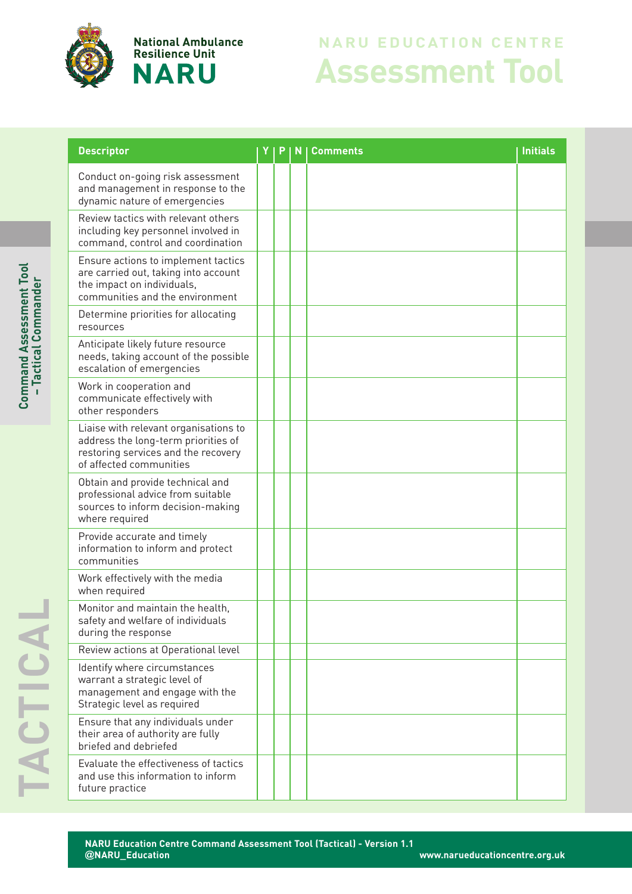National Ambulance Resilience Unit
**NARU**

NARU EDUCATION CENTRE
# Assessment Tool

Command Assessment Tool – Tactical Commander

TACTICAL

| Descriptor | Y | P | N | Comments | Initials |
|---|---|---|---|---|---|
| Conduct on-going risk assessment and management in response to the dynamic nature of emergencies | | | | | |
| Review tactics with relevant others including key personnel involved in command, control and coordination | | | | | |
| Ensure actions to implement tactics are carried out, taking into account the impact on individuals, communities and the environment | | | | | |
| Determine priorities for allocating resources | | | | | |
| Anticipate likely future resource needs, taking account of the possible escalation of emergencies | | | | | |
| Work in cooperation and communicate effectively with other responders | | | | | |
| Liaise with relevant organisations to address the long-term priorities of restoring services and the recovery of affected communities | | | | | |
| Obtain and provide technical and professional advice from suitable sources to inform decision-making where required | | | | | |
| Provide accurate and timely information to inform and protect communities | | | | | |
| Work effectively with the media when required | | | | | |
| Monitor and maintain the health, safety and welfare of individuals during the response | | | | | |
| Review actions at Operational level | | | | | |
| Identify where circumstances warrant a strategic level of management and engage with the Strategic level as required | | | | | |
| Ensure that any individuals under their area of authority are fully briefed and debriefed | | | | | |
| Evaluate the effectiveness of tactics and use this information to inform future practice | | | | | |

**NARU Education Centre Command Assessment Tool (Tactical) - Version 1.1**
**@NARU_Education** **www.narueducationcentre.org.uk**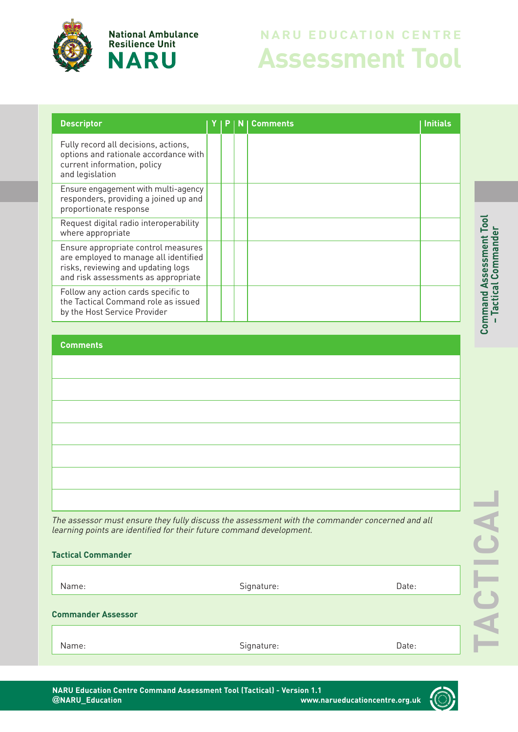National Ambulance Resilience Unit
**NARU**

NARU EDUCATION CENTRE
# Assessment Tool

| Descriptor | Y | P | N | Comments | Initials |
|---|---|---|---|---|---|
| Fully record all decisions, actions, options and rationale accordance with current information, policy and legislation | | | | | |
| Ensure engagement with multi-agency responders, providing a joined up and proportionate response | | | | | |
| Request digital radio interoperability where appropriate | | | | | |
| Ensure appropriate control measures are employed to manage all identified risks, reviewing and updating logs and risk assessments as appropriate | | | | | |
| Follow any action cards specific to the Tactical Command role as issued by the Host Service Provider | | | | | |

| Comments |
|---|
| |
| |
| |
| |
| |
| |
| |

*The assessor must ensure they fully discuss the assessment with the commander concerned and all learning points are identified for their future command development.*

**Tactical Commander**

| | | |
|---|---|---|
| Name: | Signature: | Date: |

**Commander Assessor**

| | | |
|---|---|---|
| Name: | Signature: | Date: |

Command Assessment Tool – Tactical Commander

TACTICAL

NARU Education Centre Command Assessment Tool (Tactical) - Version 1.1
@NARU_Education
www.narueducationcentre.org.uk